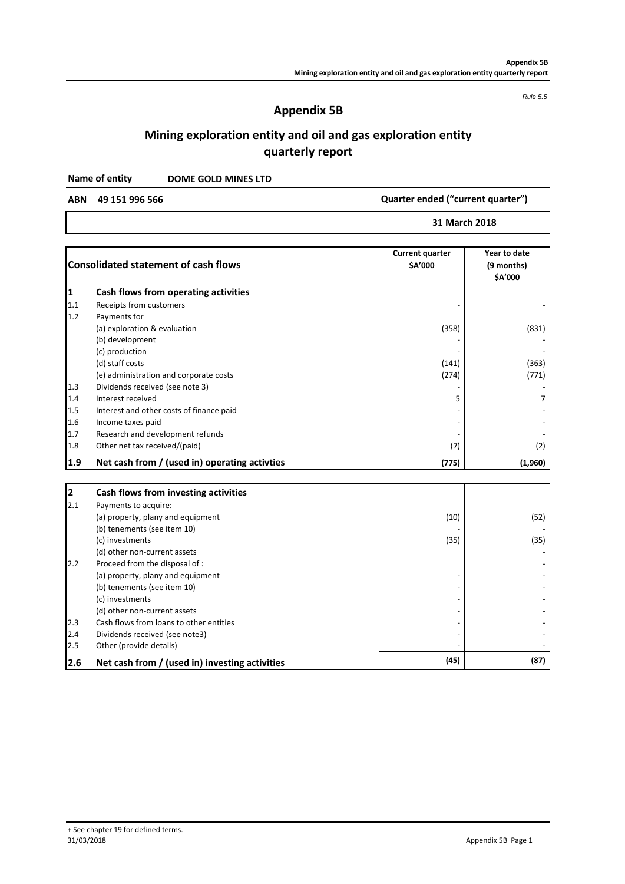*Rule 5.5*

# Appendix 5B

## Mining exploration entity and oil and gas exploration entity quarterly report

**Name of entity** **DOME GOLD MINES LTD**

| **ABN 49 151 996 566** | **Quarter ended ("current quarter")** |
|---|---|
| | **31 March 2018** |

| | **Consolidated statement of cash flows** | **Current quarter $A'000** | **Year to date (9 months) $A'000** |
|---|---|---|---|
| **1** | **Cash flows from operating activities** | | |
| 1.1 | Receipts from customers | - | - |
| 1.2 | Payments for | | |
| | (a) exploration & evaluation | (358) | (831) |
| | (b) development | - | - |
| | (c) production | - | - |
| | (d) staff costs | (141) | (363) |
| | (e) administration and corporate costs | (274) | (771) |
| 1.3 | Dividends received (see note 3) | - | - |
| 1.4 | Interest received | 5 | 7 |
| 1.5 | Interest and other costs of finance paid | - | - |
| 1.6 | Income taxes paid | - | - |
| 1.7 | Research and development refunds | - | - |
| 1.8 | Other net tax received/(paid) | (7) | (2) |
| **1.9** | **Net cash from / (used in) operating activties** | **(775)** | **(1,960)** |

| | | | |
|---|---|---|---|
| **2** | **Cash flows from investing activities** | | |
| 2.1 | Payments to acquire: | | |
| | (a) property, plany and equipment | (10) | (52) |
| | (b) tenements (see item 10) | - | - |
| | (c) investments | (35) | (35) |
| | (d) other non-current assets | | - |
| 2.2 | Proceed from the disposal of : | | - |
| | (a) property, plany and equipment | - | - |
| | (b) tenements (see item 10) | - | - |
| | (c) investments | - | - |
| | (d) other non-current assets | - | - |
| 2.3 | Cash flows from loans to other entities | - | - |
| 2.4 | Dividends received (see note3) | - | - |
| 2.5 | Other (provide details) | - | - |
| **2.6** | **Net cash from / (used in) investing activities** | **(45)** | **(87)** |

+ See chapter 19 for defined terms.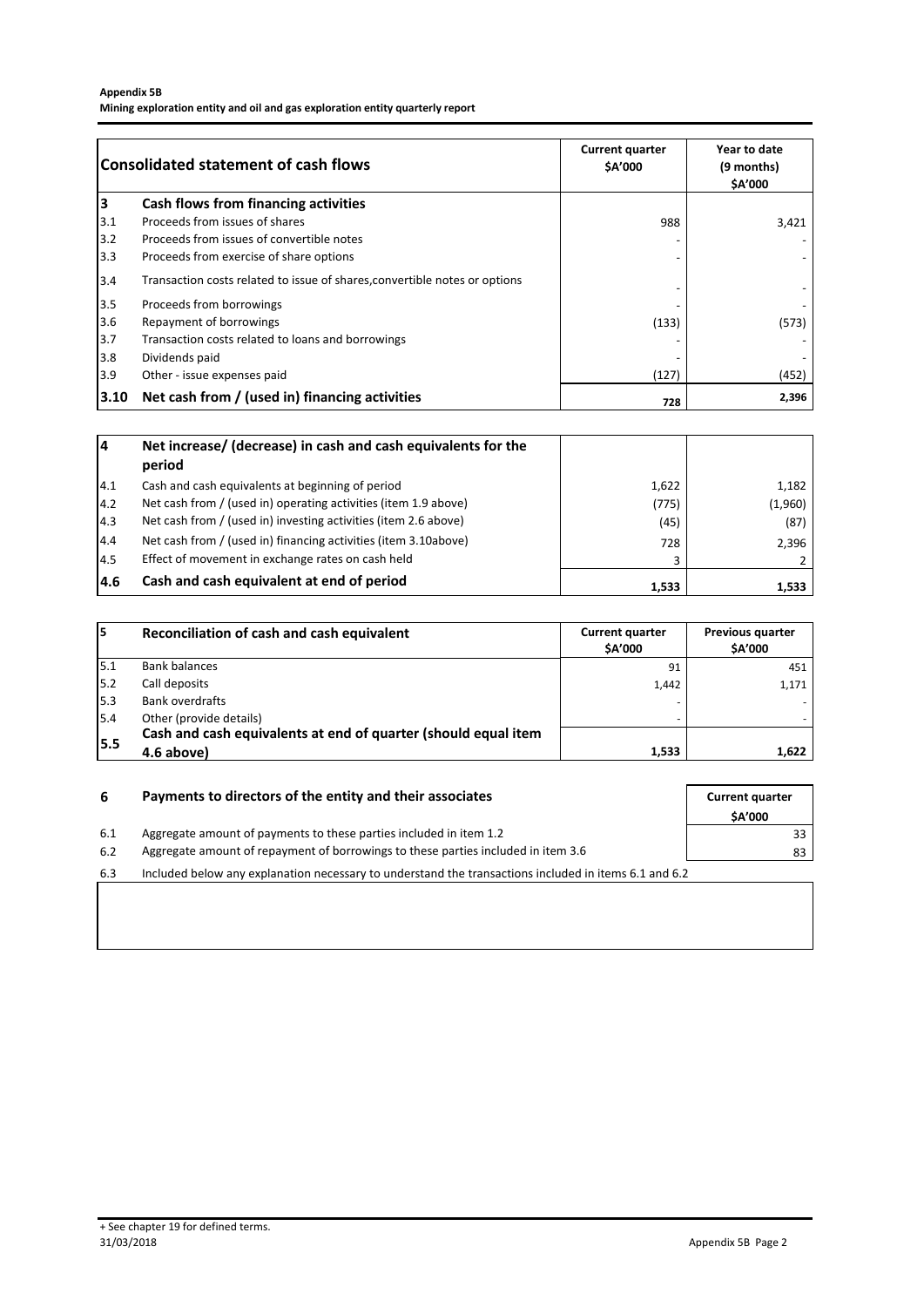| Consolidated statement of cash flows | | Current quarter $A'000 | Year to date (9 months) $A'000 |
|---|---|---|---|
| **3** | **Cash flows from financing activities** | | |
| 3.1 | Proceeds from issues of shares | 988 | 3,421 |
| 3.2 | Proceeds from issues of convertible notes | - | - |
| 3.3 | Proceeds from exercise of share options | - | - |
| 3.4 | Transaction costs related to issue of shares,convertible notes or options | - | - |
| 3.5 | Proceeds from borrowings | - | - |
| 3.6 | Repayment of borrowings | (133) | (573) |
| 3.7 | Transaction costs related to loans and borrowings | - | - |
| 3.8 | Dividends paid | - | - |
| 3.9 | Other - issue expenses paid | (127) | (452) |
| **3.10** | **Net cash from / (used in) financing activities** | **728** | **2,396** |

| | | | |
|---|---|---|---|
| **4** | **Net increase/ (decrease) in cash and cash equivalents for the period** | | |
| 4.1 | Cash and cash equivalents at beginning of period | 1,622 | 1,182 |
| 4.2 | Net cash from / (used in) operating activities (item 1.9 above) | (775) | (1,960) |
| 4.3 | Net cash from / (used in) investing activities (item 2.6 above) | (45) | (87) |
| 4.4 | Net cash from / (used in) financing activities (item 3.10above) | 728 | 2,396 |
| 4.5 | Effect of movement in exchange rates on cash held | 3 | 2 |
| **4.6** | **Cash and cash equivalent at end of period** | **1,533** | **1,533** |

| **5** | **Reconciliation of cash and cash equivalent** | **Current quarter $A'000** | **Previous quarter $A'000** |
|---|---|---|---|
| 5.1 | Bank balances | 91 | 451 |
| 5.2 | Call deposits | 1,442 | 1,171 |
| 5.3 | Bank overdrafts | - | - |
| 5.4 | Other (provide details) | - | - |
| **5.5** | **Cash and cash equivalents at end of quarter (should equal item 4.6 above)** | **1,533** | **1,622** |

| **6** | **Payments to directors of the entity and their associates** | **Current quarter $A'000** |
|---|---|---|
| 6.1 | Aggregate amount of payments to these parties included in item 1.2 | 33 |
| 6.2 | Aggregate amount of repayment of borrowings to these parties included in item 3.6 | 83 |

6.3 Included below any explanation necessary to understand the transactions included in items 6.1 and 6.2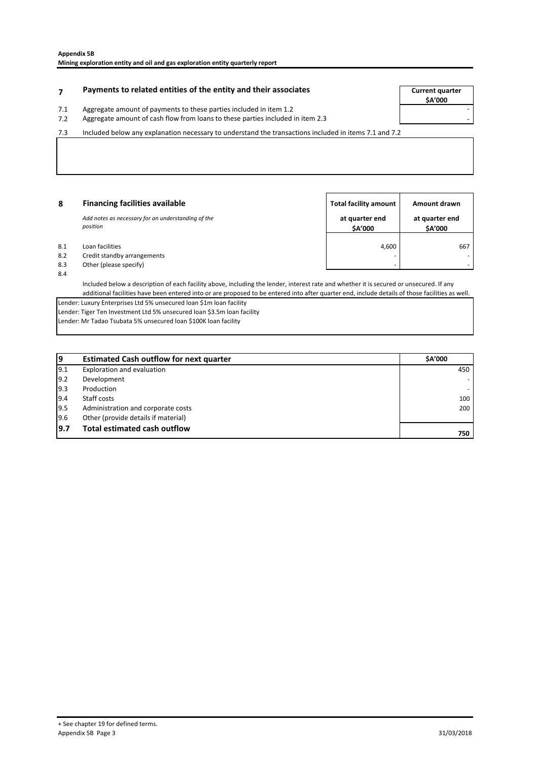## 7 Payments to related entities of the entity and their associates

| | | Current quarter $A'000 |
|---|---|---|
| 7.1 | Aggregate amount of payments to these parties included in item 1.2 | - |
| 7.2 | Aggregate amount of cash flow from loans to these parties included in item 2.3 | - |

7.3 Included below any explanation necessary to understand the transactions included in items 7.1 and 7.2

## 8 Financing facilities available

*Add notes as necessary for an understanding of the position*

| | | Total facility amount at quarter end $A'000 | Amount drawn at quarter end $A'000 |
|---|---|---|---|
| 8.1 | Loan facilities | 4,600 | 667 |
| 8.2 | Credit standby arrangements | - | - |
| 8.3 | Other (please specify) | - | - |

8.4 Included below a description of each facility above, including the lender, interest rate and whether it is secured or unsecured. If any additional facilities have been entered into or are proposed to be entered into after quarter end, include details of those facilities as well.

Lender: Luxury Enterprises Ltd 5% unsecured loan $1m loan facility
Lender: Tiger Ten Investment Ltd 5% unsecured loan $3.5m loan facility
Lender: Mr Tadao Tsubata 5% unsecured loan $100K loan facility

| 9 | Estimated Cash outflow for next quarter | $A'000 |
|---|---|---|
| 9.1 | Exploration and evaluation | 450 |
| 9.2 | Development | - |
| 9.3 | Production | - |
| 9.4 | Staff costs | 100 |
| 9.5 | Administration and corporate costs | 200 |
| 9.6 | Other (provide details if material) | |
| **9.7** | **Total estimated cash outflow** | **750** |

+ See chapter 19 for defined terms.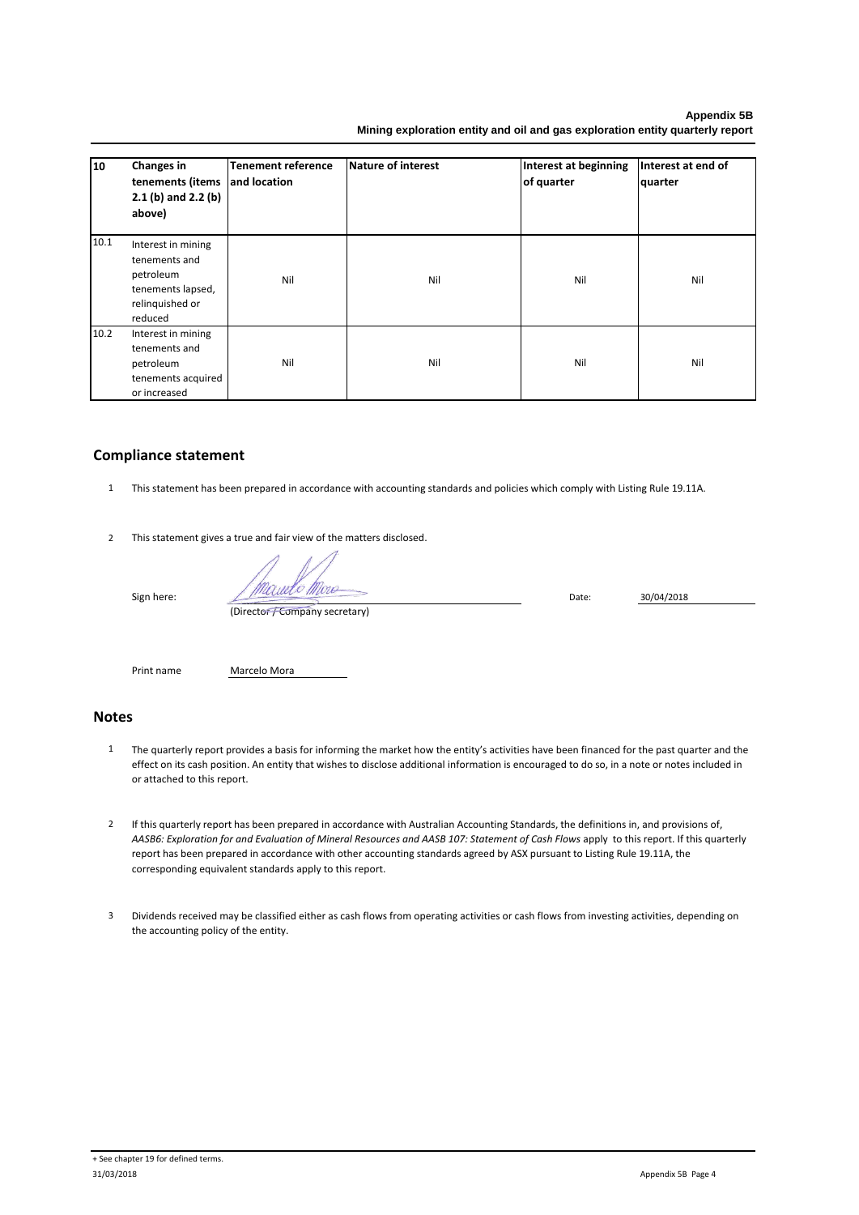| 10 | Changes in tenements (items 2.1 (b) and 2.2 (b) above) | Tenement reference and location | Nature of interest | Interest at beginning of quarter | Interest at end of quarter |
|---|---|---|---|---|---|
| 10.1 | Interest in mining tenements and petroleum tenements lapsed, relinquished or reduced | Nil | Nil | Nil | Nil |
| 10.2 | Interest in mining tenements and petroleum tenements acquired or increased | Nil | Nil | Nil | Nil |

## Compliance statement

1. This statement has been prepared in accordance with accounting standards and policies which comply with Listing Rule 19.11A.

2. This statement gives a true and fair view of the matters disclosed.

Sign here: ............................................................ Date: 30/04/2018
(Director / Company secretary)

Print name Marcelo Mora

## Notes

1. The quarterly report provides a basis for informing the market how the entity's activities have been financed for the past quarter and the effect on its cash position. An entity that wishes to disclose additional information is encouraged to do so, in a note or notes included in or attached to this report.

2. If this quarterly report has been prepared in accordance with Australian Accounting Standards, the definitions in, and provisions of, *AASB6: Exploration for and Evaluation of Mineral Resources and AASB 107: Statement of Cash Flows* apply to this report. If this quarterly report has been prepared in accordance with other accounting standards agreed by ASX pursuant to Listing Rule 19.11A, the corresponding equivalent standards apply to this report.

3. Dividends received may be classified either as cash flows from operating activities or cash flows from investing activities, depending on the accounting policy of the entity.

+ See chapter 19 for defined terms.